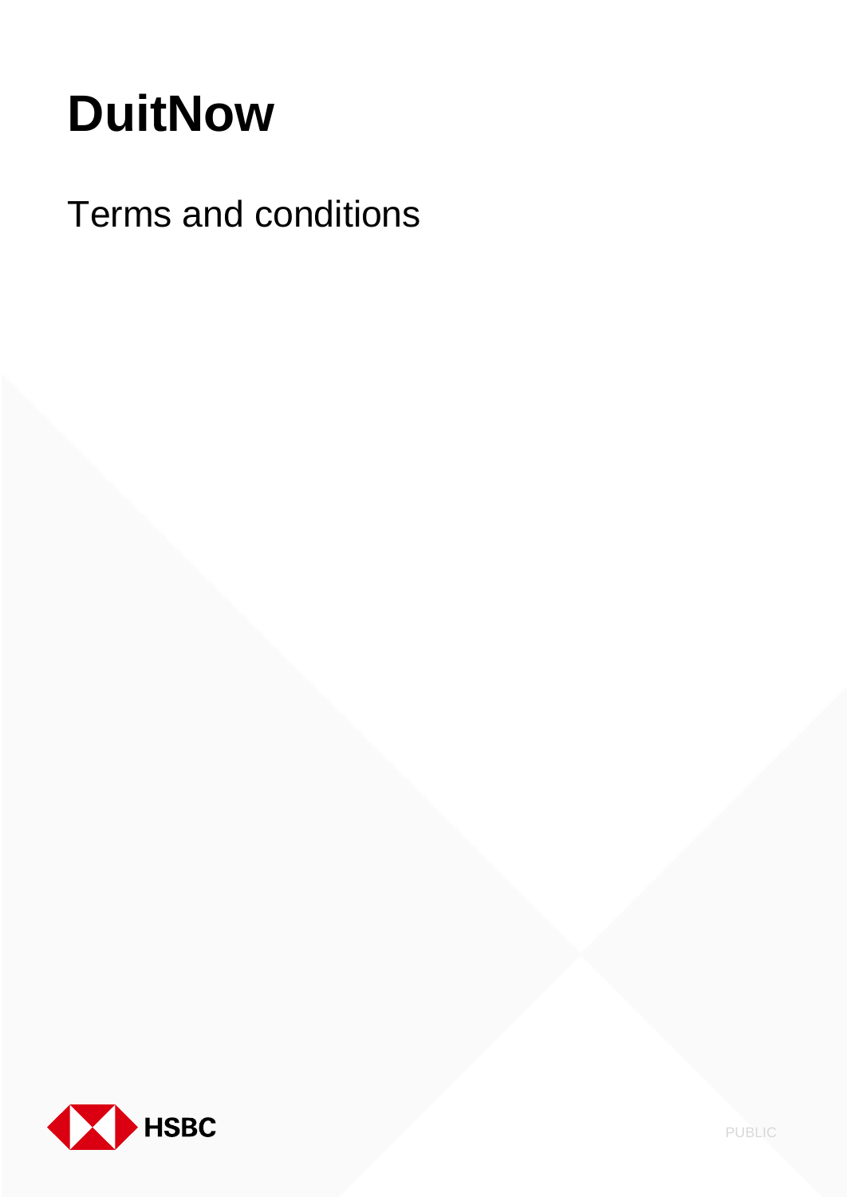# DuitNow

Terms and conditions

HSBC

PUBLIC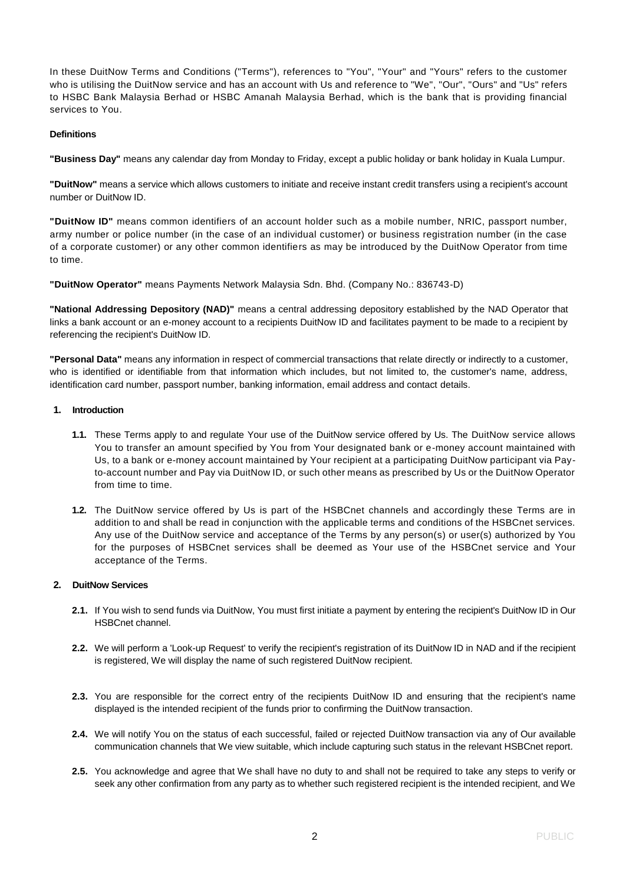In these DuitNow Terms and Conditions ("Terms"), references to "You", "Your" and "Yours" refers to the customer who is utilising the DuitNow service and has an account with Us and reference to "We", "Our", "Ours" and "Us" refers to HSBC Bank Malaysia Berhad or HSBC Amanah Malaysia Berhad, which is the bank that is providing financial services to You.

**Definitions**

**"Business Day"** means any calendar day from Monday to Friday, except a public holiday or bank holiday in Kuala Lumpur.

**"DuitNow"** means a service which allows customers to initiate and receive instant credit transfers using a recipient's account number or DuitNow ID.

**"DuitNow ID"** means common identifiers of an account holder such as a mobile number, NRIC, passport number, army number or police number (in the case of an individual customer) or business registration number (in the case of a corporate customer) or any other common identifiers as may be introduced by the DuitNow Operator from time to time.

**"DuitNow Operator"** means Payments Network Malaysia Sdn. Bhd. (Company No.: 836743-D)

**"National Addressing Depository (NAD)"** means a central addressing depository established by the NAD Operator that links a bank account or an e-money account to a recipients DuitNow ID and facilitates payment to be made to a recipient by referencing the recipient's DuitNow ID.

**"Personal Data"** means any information in respect of commercial transactions that relate directly or indirectly to a customer, who is identified or identifiable from that information which includes, but not limited to, the customer's name, address, identification card number, passport number, banking information, email address and contact details.

**1. Introduction**

**1.1.** These Terms apply to and regulate Your use of the DuitNow service offered by Us. The DuitNow service allows You to transfer an amount specified by You from Your designated bank or e-money account maintained with Us, to a bank or e-money account maintained by Your recipient at a participating DuitNow participant via Pay-to-account number and Pay via DuitNow ID, or such other means as prescribed by Us or the DuitNow Operator from time to time.

**1.2.** The DuitNow service offered by Us is part of the HSBCnet channels and accordingly these Terms are in addition to and shall be read in conjunction with the applicable terms and conditions of the HSBCnet services. Any use of the DuitNow service and acceptance of the Terms by any person(s) or user(s) authorized by You for the purposes of HSBCnet services shall be deemed as Your use of the HSBCnet service and Your acceptance of the Terms.

**2. DuitNow Services**

**2.1.** If You wish to send funds via DuitNow, You must first initiate a payment by entering the recipient's DuitNow ID in Our HSBCnet channel.

**2.2.** We will perform a 'Look-up Request' to verify the recipient's registration of its DuitNow ID in NAD and if the recipient is registered, We will display the name of such registered DuitNow recipient.

**2.3.** You are responsible for the correct entry of the recipients DuitNow ID and ensuring that the recipient's name displayed is the intended recipient of the funds prior to confirming the DuitNow transaction.

**2.4.** We will notify You on the status of each successful, failed or rejected DuitNow transaction via any of Our available communication channels that We view suitable, which include capturing such status in the relevant HSBCnet report.

**2.5.** You acknowledge and agree that We shall have no duty to and shall not be required to take any steps to verify or seek any other confirmation from any party as to whether such registered recipient is the intended recipient, and We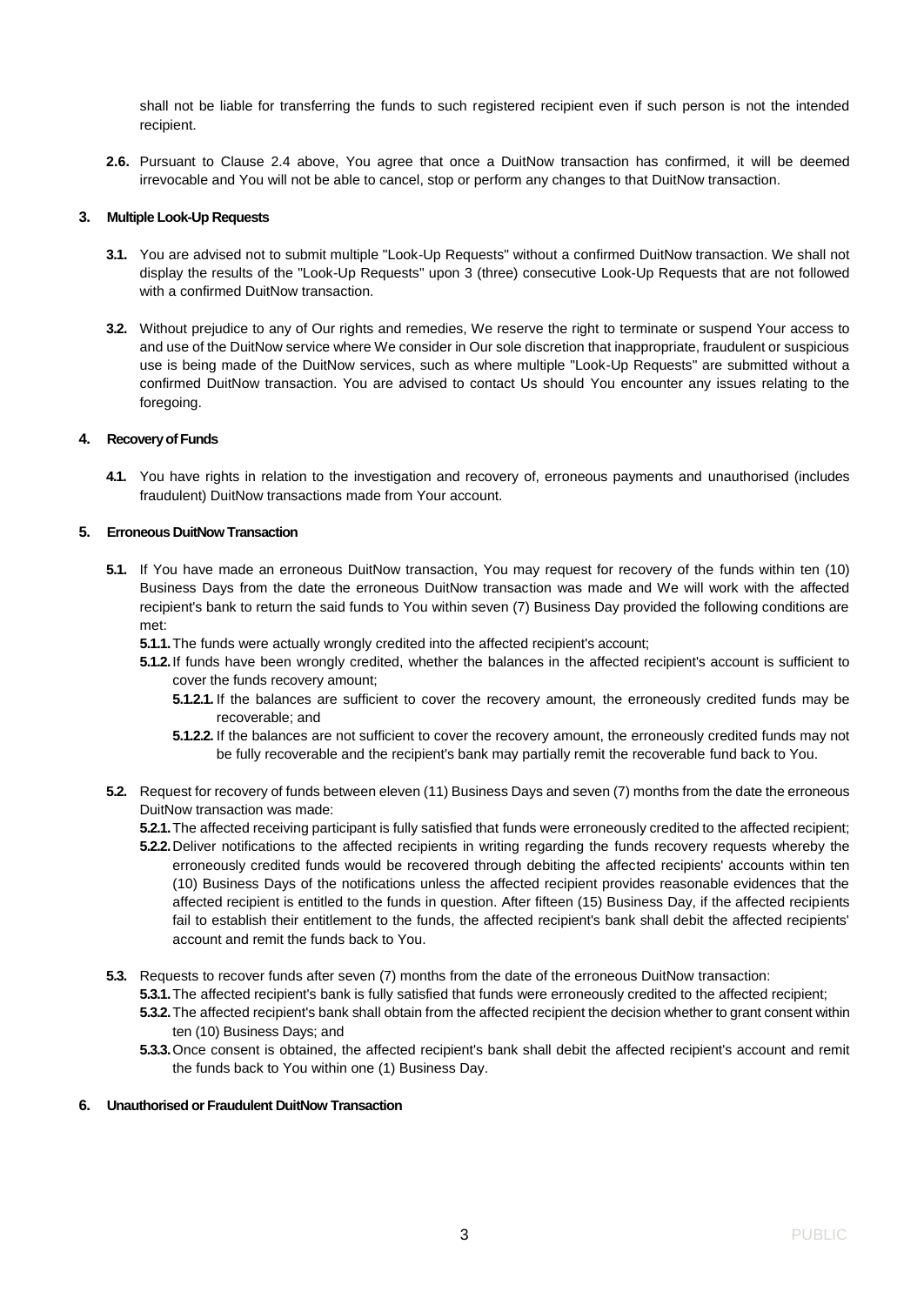shall not be liable for transferring the funds to such registered recipient even if such person is not the intended recipient.

**2.6.** Pursuant to Clause 2.4 above, You agree that once a DuitNow transaction has confirmed, it will be deemed irrevocable and You will not be able to cancel, stop or perform any changes to that DuitNow transaction.

## 3. Multiple Look-Up Requests

**3.1.** You are advised not to submit multiple "Look-Up Requests" without a confirmed DuitNow transaction. We shall not display the results of the "Look-Up Requests" upon 3 (three) consecutive Look-Up Requests that are not followed with a confirmed DuitNow transaction.

**3.2.** Without prejudice to any of Our rights and remedies, We reserve the right to terminate or suspend Your access to and use of the DuitNow service where We consider in Our sole discretion that inappropriate, fraudulent or suspicious use is being made of the DuitNow services, such as where multiple "Look-Up Requests" are submitted without a confirmed DuitNow transaction. You are advised to contact Us should You encounter any issues relating to the foregoing.

## 4. Recovery of Funds

**4.1.** You have rights in relation to the investigation and recovery of, erroneous payments and unauthorised (includes fraudulent) DuitNow transactions made from Your account.

## 5. Erroneous DuitNow Transaction

**5.1.** If You have made an erroneous DuitNow transaction, You may request for recovery of the funds within ten (10) Business Days from the date the erroneous DuitNow transaction was made and We will work with the affected recipient's bank to return the said funds to You within seven (7) Business Day provided the following conditions are met:

- **5.1.1.** The funds were actually wrongly credited into the affected recipient's account;
- **5.1.2.** If funds have been wrongly credited, whether the balances in the affected recipient's account is sufficient to cover the funds recovery amount;
  - **5.1.2.1.** If the balances are sufficient to cover the recovery amount, the erroneously credited funds may be recoverable; and
  - **5.1.2.2.** If the balances are not sufficient to cover the recovery amount, the erroneously credited funds may not be fully recoverable and the recipient's bank may partially remit the recoverable fund back to You.

**5.2.** Request for recovery of funds between eleven (11) Business Days and seven (7) months from the date the erroneous DuitNow transaction was made:

- **5.2.1.** The affected receiving participant is fully satisfied that funds were erroneously credited to the affected recipient;
- **5.2.2.** Deliver notifications to the affected recipients in writing regarding the funds recovery requests whereby the erroneously credited funds would be recovered through debiting the affected recipients' accounts within ten (10) Business Days of the notifications unless the affected recipient provides reasonable evidences that the affected recipient is entitled to the funds in question. After fifteen (15) Business Day, if the affected recipients fail to establish their entitlement to the funds, the affected recipient's bank shall debit the affected recipients' account and remit the funds back to You.

**5.3.** Requests to recover funds after seven (7) months from the date of the erroneous DuitNow transaction:

- **5.3.1.** The affected recipient's bank is fully satisfied that funds were erroneously credited to the affected recipient;
- **5.3.2.** The affected recipient's bank shall obtain from the affected recipient the decision whether to grant consent within ten (10) Business Days; and
- **5.3.3.** Once consent is obtained, the affected recipient's bank shall debit the affected recipient's account and remit the funds back to You within one (1) Business Day.

## 6. Unauthorised or Fraudulent DuitNow Transaction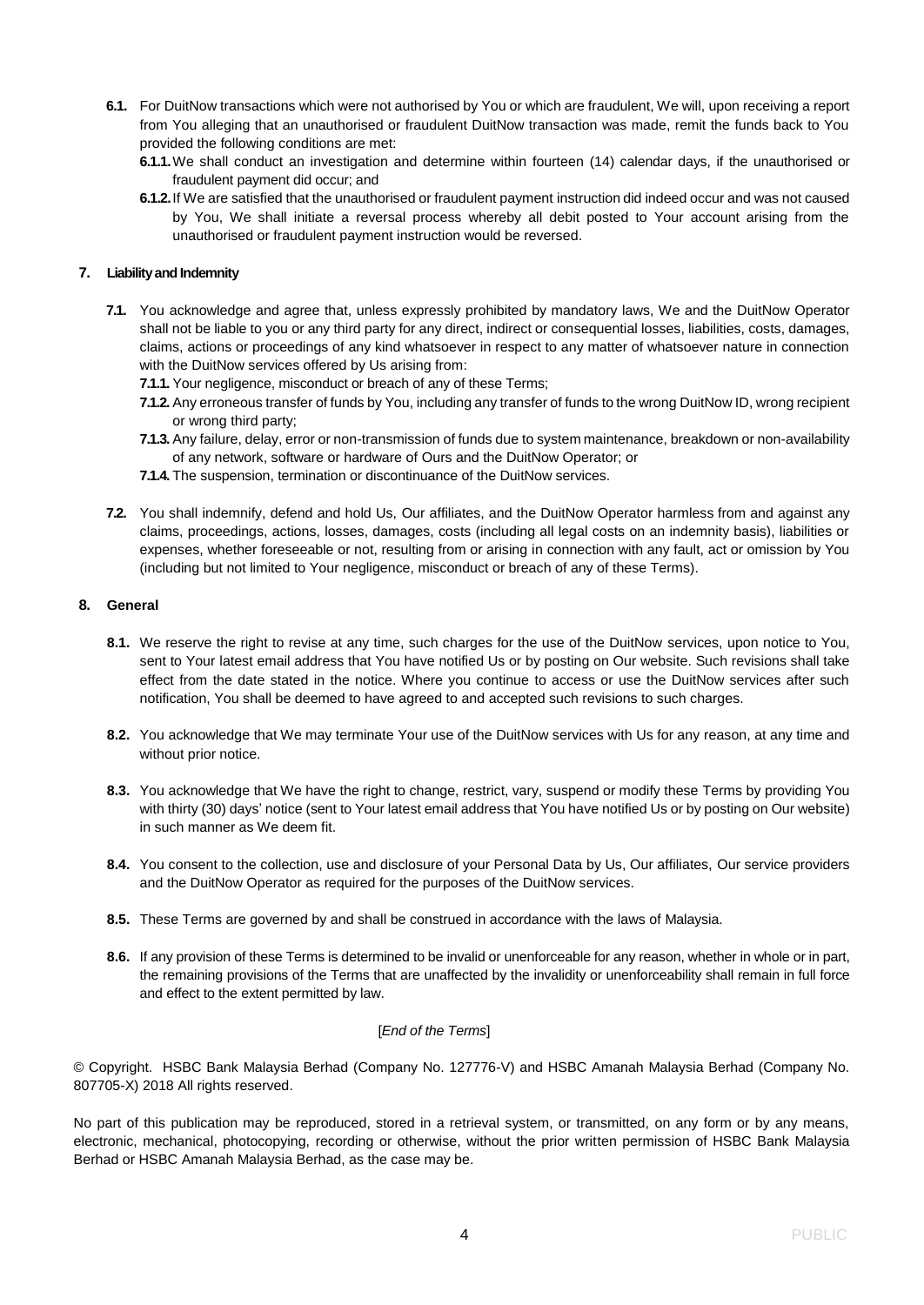**6.1.** For DuitNow transactions which were not authorised by You or which are fraudulent, We will, upon receiving a report from You alleging that an unauthorised or fraudulent DuitNow transaction was made, remit the funds back to You provided the following conditions are met:

**6.1.1.** We shall conduct an investigation and determine within fourteen (14) calendar days, if the unauthorised or fraudulent payment did occur; and

**6.1.2.** If We are satisfied that the unauthorised or fraudulent payment instruction did indeed occur and was not caused by You, We shall initiate a reversal process whereby all debit posted to Your account arising from the unauthorised or fraudulent payment instruction would be reversed.

## 7. Liability and Indemnity

**7.1.** You acknowledge and agree that, unless expressly prohibited by mandatory laws, We and the DuitNow Operator shall not be liable to you or any third party for any direct, indirect or consequential losses, liabilities, costs, damages, claims, actions or proceedings of any kind whatsoever in respect to any matter of whatsoever nature in connection with the DuitNow services offered by Us arising from:

**7.1.1.** Your negligence, misconduct or breach of any of these Terms;

**7.1.2.** Any erroneous transfer of funds by You, including any transfer of funds to the wrong DuitNow ID, wrong recipient or wrong third party;

**7.1.3.** Any failure, delay, error or non-transmission of funds due to system maintenance, breakdown or non-availability of any network, software or hardware of Ours and the DuitNow Operator; or

**7.1.4.** The suspension, termination or discontinuance of the DuitNow services.

**7.2.** You shall indemnify, defend and hold Us, Our affiliates, and the DuitNow Operator harmless from and against any claims, proceedings, actions, losses, damages, costs (including all legal costs on an indemnity basis), liabilities or expenses, whether foreseeable or not, resulting from or arising in connection with any fault, act or omission by You (including but not limited to Your negligence, misconduct or breach of any of these Terms).

## 8. General

**8.1.** We reserve the right to revise at any time, such charges for the use of the DuitNow services, upon notice to You, sent to Your latest email address that You have notified Us or by posting on Our website. Such revisions shall take effect from the date stated in the notice. Where you continue to access or use the DuitNow services after such notification, You shall be deemed to have agreed to and accepted such revisions to such charges.

**8.2.** You acknowledge that We may terminate Your use of the DuitNow services with Us for any reason, at any time and without prior notice.

**8.3.** You acknowledge that We have the right to change, restrict, vary, suspend or modify these Terms by providing You with thirty (30) days' notice (sent to Your latest email address that You have notified Us or by posting on Our website) in such manner as We deem fit.

**8.4.** You consent to the collection, use and disclosure of your Personal Data by Us, Our affiliates, Our service providers and the DuitNow Operator as required for the purposes of the DuitNow services.

**8.5.** These Terms are governed by and shall be construed in accordance with the laws of Malaysia.

**8.6.** If any provision of these Terms is determined to be invalid or unenforceable for any reason, whether in whole or in part, the remaining provisions of the Terms that are unaffected by the invalidity or unenforceability shall remain in full force and effect to the extent permitted by law.

[*End of the Terms*]

© Copyright. HSBC Bank Malaysia Berhad (Company No. 127776-V) and HSBC Amanah Malaysia Berhad (Company No. 807705-X) 2018 All rights reserved.

No part of this publication may be reproduced, stored in a retrieval system, or transmitted, on any form or by any means, electronic, mechanical, photocopying, recording or otherwise, without the prior written permission of HSBC Bank Malaysia Berhad or HSBC Amanah Malaysia Berhad, as the case may be.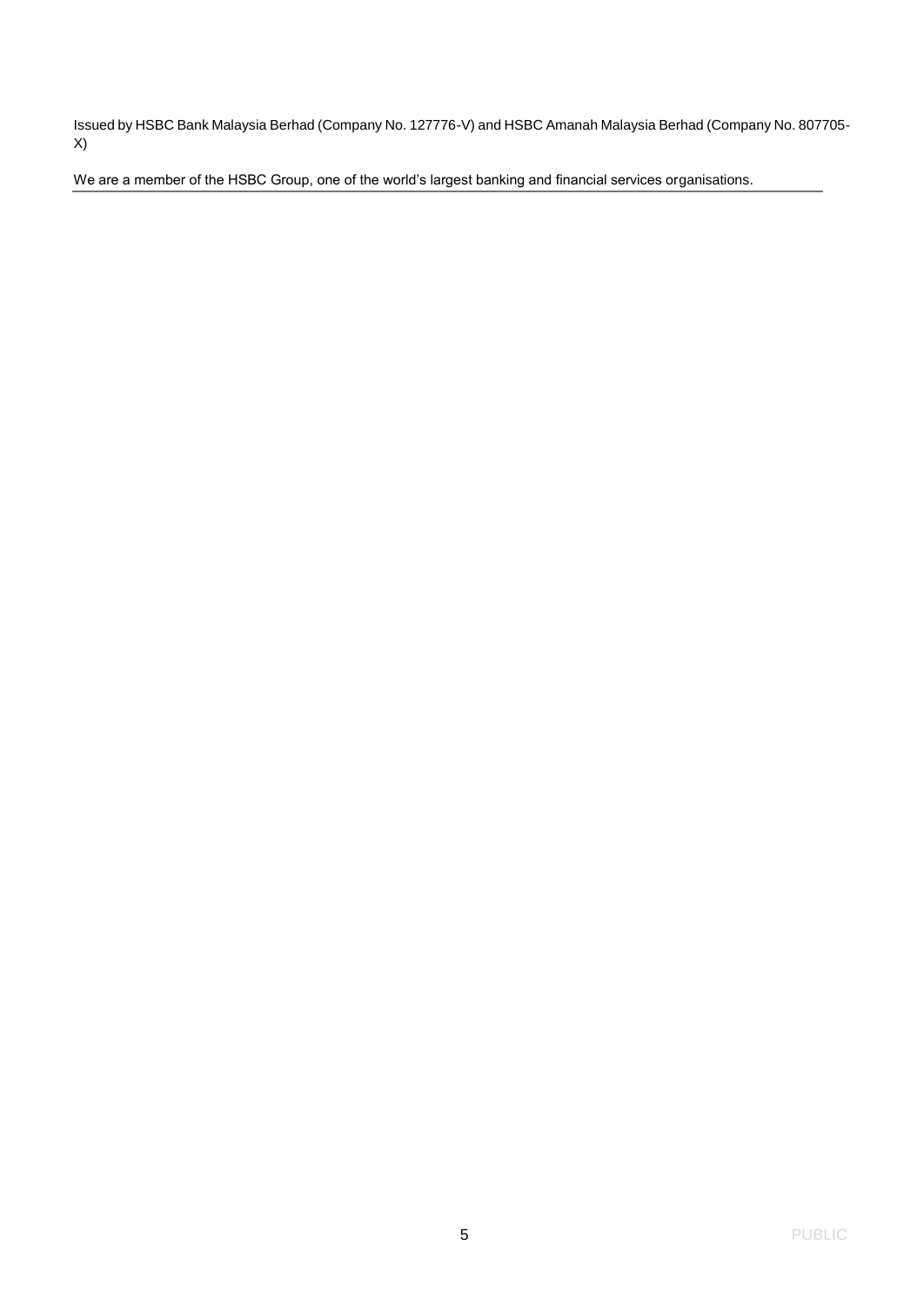Issued by HSBC Bank Malaysia Berhad (Company No. 127776-V) and HSBC Amanah Malaysia Berhad (Company No. 807705-X)

We are a member of the HSBC Group, one of the world's largest banking and financial services organisations.